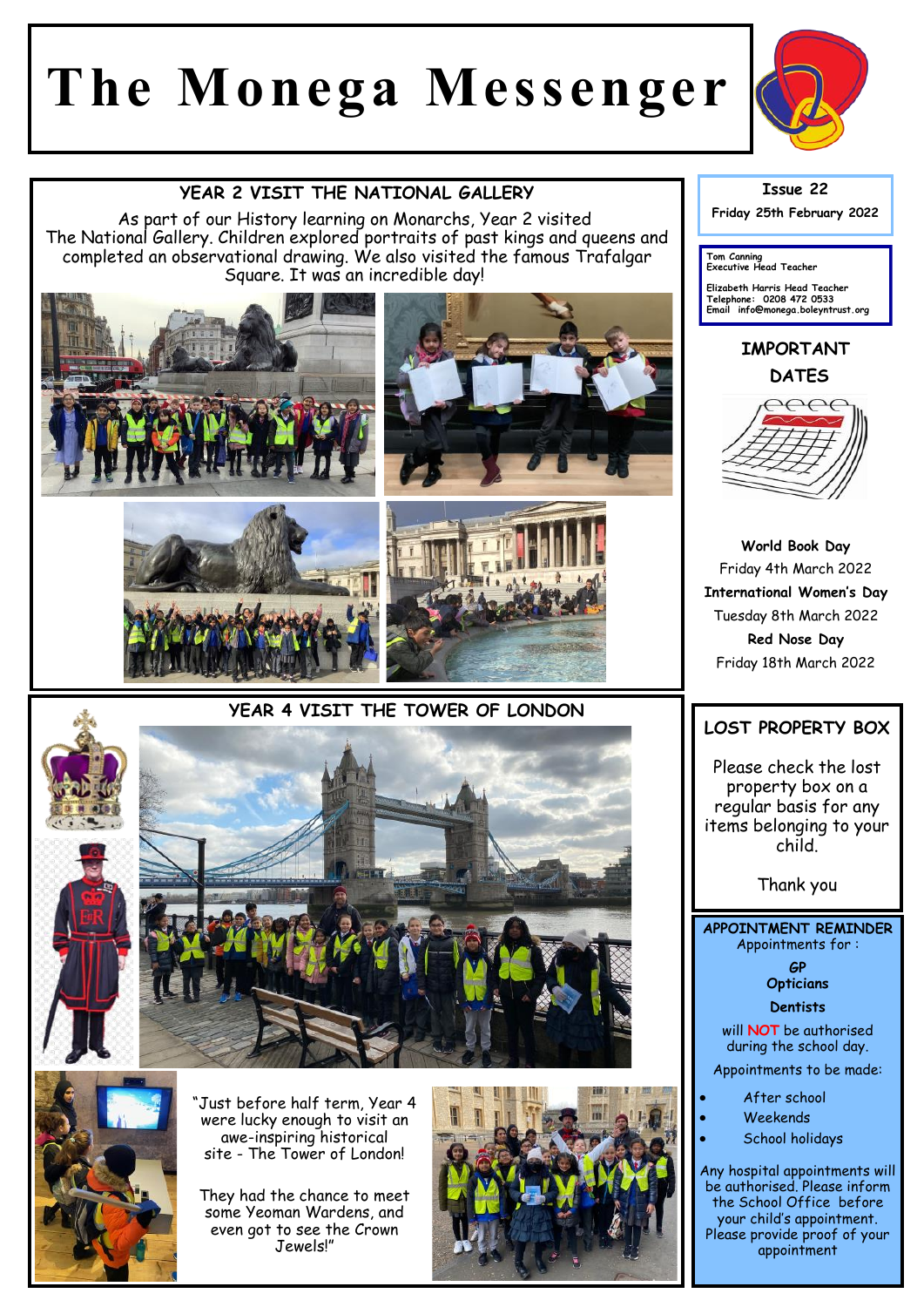# The Monega Messenger

## YEAR 2 VISIT THE NATIONAL GALLERY

As part of our History learning on Monarchs, Year 2 visited The National Gallery. Children explored portraits of past kings and queens and completed an observational drawing. We also visited the famous Trafalgar Square. It was an incredible day!

## YEAR 4 VISIT THE TOWER OF LONDON

"Just before half term, Year 4 were lucky enough to visit an awe-inspiring historical site - The Tower of London!

They had the chance to meet some Yeoman Wardens, and even got to see the Crown Jewels!"

**Issue 22**

**Friday 25th February 2022**

Tom Canning
Executive Head Teacher

Elizabeth Harris Head Teacher
Telephone: 0208 472 0533
Email info@monega.boleyntrust.org

## IMPORTANT DATES

**World Book Day**
Friday 4th March 2022

**International Women's Day**
Tuesday 8th March 2022

**Red Nose Day**
Friday 18th March 2022

## LOST PROPERTY BOX

Please check the lost property box on a regular basis for any items belonging to your child.

Thank you

## APPOINTMENT REMINDER

Appointments for :

**GP**
**Opticians**
**Dentists**

will **NOT** be authorised during the school day.

Appointments to be made:

- After school
- Weekends
- School holidays

Any hospital appointments will be authorised. Please inform the School Office before your child's appointment. Please provide proof of your appointment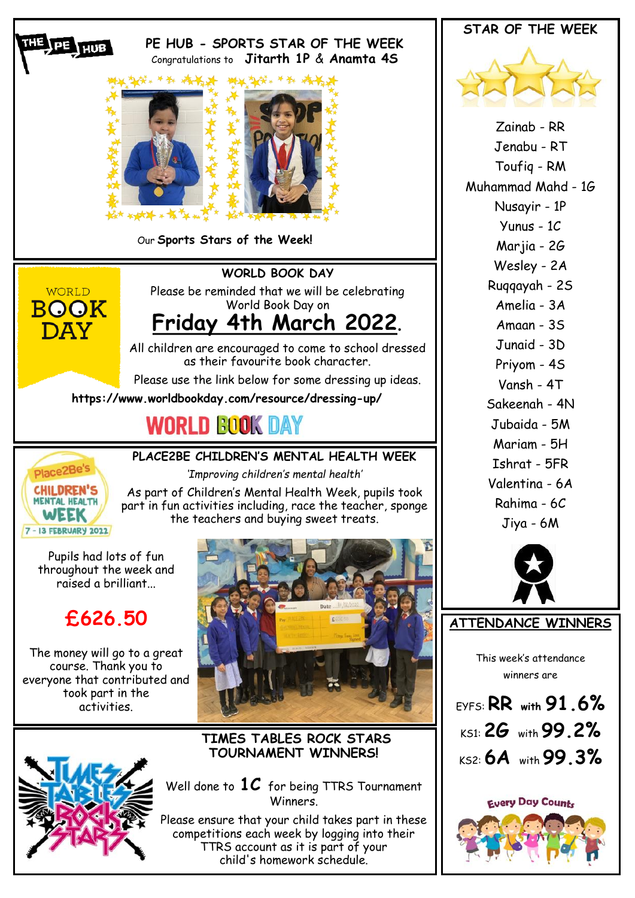## PE HUB - SPORTS STAR OF THE WEEK

Congratulations to **Jitarth 1P** & **Anamta 4S**

Our **Sports Stars of the Week!**

## WORLD BOOK DAY

Please be reminded that we will be celebrating World Book Day on

# Friday 4th March 2022.

All children are encouraged to come to school dressed as their favourite book character.

Please use the link below for some dressing up ideas.

**https://www.worldbookday.com/resource/dressing-up/**

WORLD BOOK DAY

## PLACE2BE CHILDREN'S MENTAL HEALTH WEEK

Place2Be's CHILDREN'S MENTAL HEALTH WEEK 7 - 13 FEBRUARY 2022

*'Improving children's mental health'*

As part of Children's Mental Health Week, pupils took part in fun activities including, race the teacher, sponge the teachers and buying sweet treats.

Pupils had lots of fun throughout the week and raised a brilliant...

## £626.50

The money will go to a great course. Thank you to everyone that contributed and took part in the activities.

## TIMES TABLES ROCK STARS TOURNAMENT WINNERS!

Well done to **1C** for being TTRS Tournament Winners.

Please ensure that your child takes part in these competitions each week by logging into their TTRS account as it is part of your child's homework schedule.

## STAR OF THE WEEK

Zainab - RR
Jenabu - RT
Toufiq - RM
Muhammad Mahd - 1G
Nusayir - 1P
Yunus - 1C
Marjia - 2G
Wesley - 2A
Ruqqayah - 2S
Amelia - 3A
Amaan - 3S
Junaid - 3D
Priyom - 4S
Vansh - 4T
Sakeenah - 4N
Jubaida - 5M
Mariam - 5H
Ishrat - 5FR
Valentina - 6A
Rahima - 6C
Jiya - 6M

## ATTENDANCE WINNERS

This week's attendance winners are

EYFS: **RR** with **91.6%**

KS1: **2G** with **99.2%**

KS2: **6A** with **99.3%**

Every Day Counts